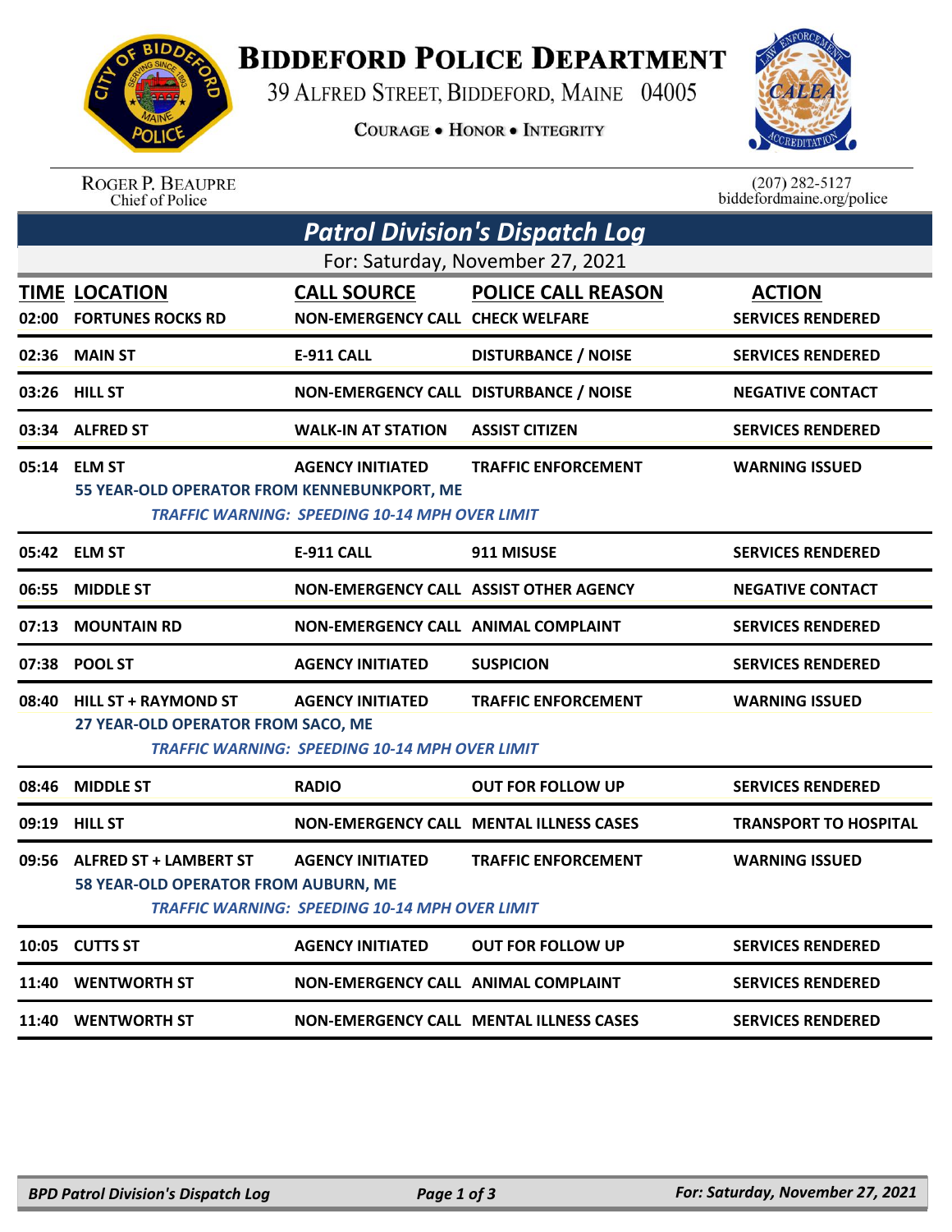# Biddeford Police Department

39 Alfred Street, Biddeford, Maine 04005

Courage • Honor • Integrity

Roger P. Beaupre
Chief of Police

(207) 282-5127
biddefordmaine.org/police

## Patrol Division's Dispatch Log

For: Saturday, November 27, 2021

| TIME | LOCATION | CALL SOURCE | POLICE CALL REASON | ACTION |
|---|---|---|---|---|
| 02:00 | FORTUNES ROCKS RD | NON-EMERGENCY CALL | CHECK WELFARE | SERVICES RENDERED |
| 02:36 | MAIN ST | E-911 CALL | DISTURBANCE / NOISE | SERVICES RENDERED |
| 03:26 | HILL ST | NON-EMERGENCY CALL | DISTURBANCE / NOISE | NEGATIVE CONTACT |
| 03:34 | ALFRED ST | WALK-IN AT STATION | ASSIST CITIZEN | SERVICES RENDERED |
| 05:14 | ELM ST | AGENCY INITIATED | TRAFFIC ENFORCEMENT | WARNING ISSUED |
| | 55 YEAR-OLD OPERATOR FROM KENNEBUNKPORT, ME<br>*TRAFFIC WARNING: SPEEDING 10-14 MPH OVER LIMIT* | | | |
| 05:42 | ELM ST | E-911 CALL | 911 MISUSE | SERVICES RENDERED |
| 06:55 | MIDDLE ST | NON-EMERGENCY CALL | ASSIST OTHER AGENCY | NEGATIVE CONTACT |
| 07:13 | MOUNTAIN RD | NON-EMERGENCY CALL | ANIMAL COMPLAINT | SERVICES RENDERED |
| 07:38 | POOL ST | AGENCY INITIATED | SUSPICION | SERVICES RENDERED |
| 08:40 | HILL ST + RAYMOND ST | AGENCY INITIATED | TRAFFIC ENFORCEMENT | WARNING ISSUED |
| | 27 YEAR-OLD OPERATOR FROM SACO, ME<br>*TRAFFIC WARNING: SPEEDING 10-14 MPH OVER LIMIT* | | | |
| 08:46 | MIDDLE ST | RADIO | OUT FOR FOLLOW UP | SERVICES RENDERED |
| 09:19 | HILL ST | NON-EMERGENCY CALL | MENTAL ILLNESS CASES | TRANSPORT TO HOSPITAL |
| 09:56 | ALFRED ST + LAMBERT ST | AGENCY INITIATED | TRAFFIC ENFORCEMENT | WARNING ISSUED |
| | 58 YEAR-OLD OPERATOR FROM AUBURN, ME<br>*TRAFFIC WARNING: SPEEDING 10-14 MPH OVER LIMIT* | | | |
| 10:05 | CUTTS ST | AGENCY INITIATED | OUT FOR FOLLOW UP | SERVICES RENDERED |
| 11:40 | WENTWORTH ST | NON-EMERGENCY CALL | ANIMAL COMPLAINT | SERVICES RENDERED |
| 11:40 | WENTWORTH ST | NON-EMERGENCY CALL | MENTAL ILLNESS CASES | SERVICES RENDERED |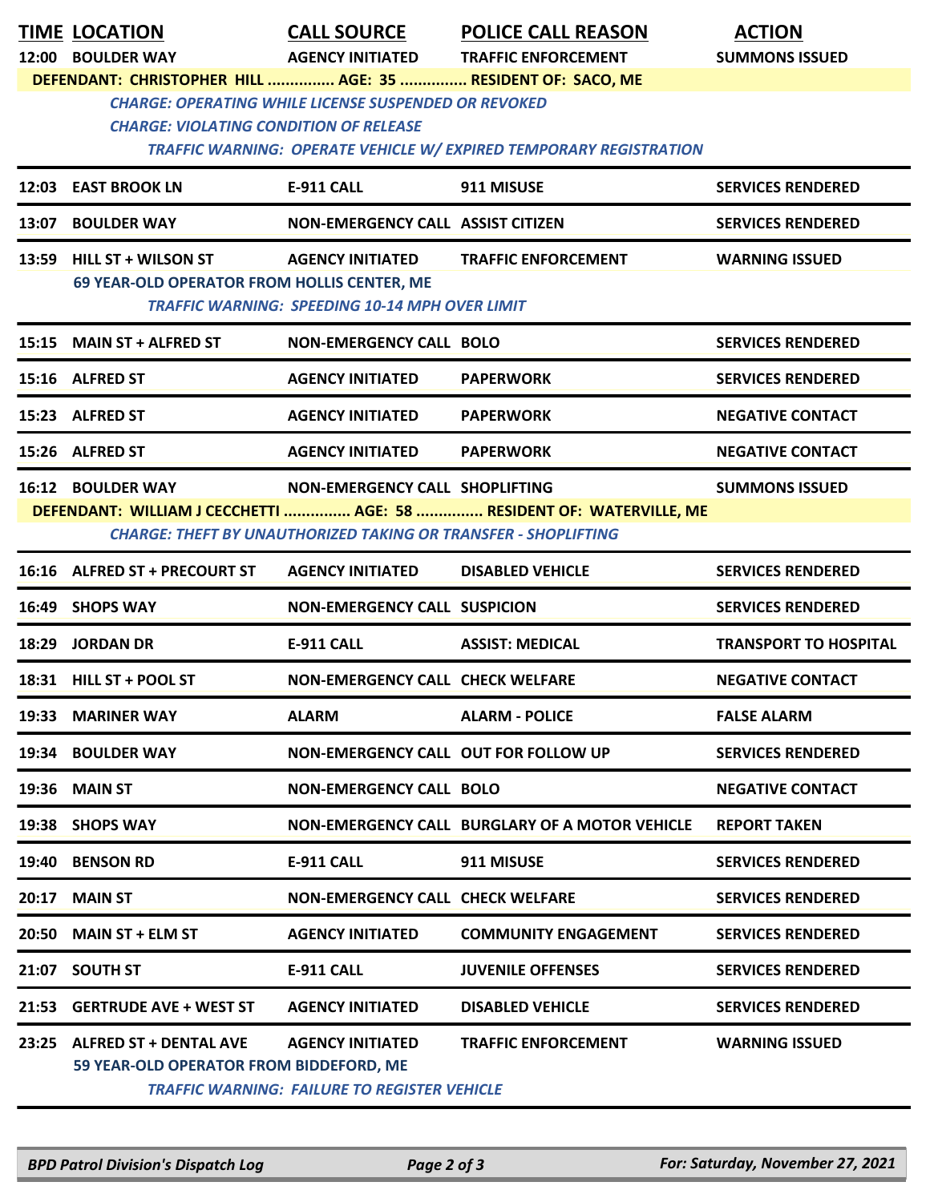| TIME | LOCATION | CALL SOURCE | POLICE CALL REASON | ACTION |
|---|---|---|---|---|
| 12:00 | BOULDER WAY | AGENCY INITIATED | TRAFFIC ENFORCEMENT | SUMMONS ISSUED |
| | DEFENDANT: CHRISTOPHER HILL ............... AGE: 35 ............... RESIDENT OF: SACO, ME | | | |
| | CHARGE: OPERATING WHILE LICENSE SUSPENDED OR REVOKED | | | |
| | CHARGE: VIOLATING CONDITION OF RELEASE | | | |
| | TRAFFIC WARNING: OPERATE VEHICLE W/ EXPIRED TEMPORARY REGISTRATION | | | |
| 12:03 | EAST BROOK LN | E-911 CALL | 911 MISUSE | SERVICES RENDERED |
| 13:07 | BOULDER WAY | NON-EMERGENCY CALL | ASSIST CITIZEN | SERVICES RENDERED |
| 13:59 | HILL ST + WILSON ST | AGENCY INITIATED | TRAFFIC ENFORCEMENT | WARNING ISSUED |
| | 69 YEAR-OLD OPERATOR FROM HOLLIS CENTER, ME | | | |
| | TRAFFIC WARNING: SPEEDING 10-14 MPH OVER LIMIT | | | |
| 15:15 | MAIN ST + ALFRED ST | NON-EMERGENCY CALL | BOLO | SERVICES RENDERED |
| 15:16 | ALFRED ST | AGENCY INITIATED | PAPERWORK | SERVICES RENDERED |
| 15:23 | ALFRED ST | AGENCY INITIATED | PAPERWORK | NEGATIVE CONTACT |
| 15:26 | ALFRED ST | AGENCY INITIATED | PAPERWORK | NEGATIVE CONTACT |
| 16:12 | BOULDER WAY | NON-EMERGENCY CALL | SHOPLIFTING | SUMMONS ISSUED |
| | DEFENDANT: WILLIAM J CECCHETTI ............... AGE: 58 ............... RESIDENT OF: WATERVILLE, ME | | | |
| | CHARGE: THEFT BY UNAUTHORIZED TAKING OR TRANSFER - SHOPLIFTING | | | |
| 16:16 | ALFRED ST + PRECOURT ST | AGENCY INITIATED | DISABLED VEHICLE | SERVICES RENDERED |
| 16:49 | SHOPS WAY | NON-EMERGENCY CALL | SUSPICION | SERVICES RENDERED |
| 18:29 | JORDAN DR | E-911 CALL | ASSIST: MEDICAL | TRANSPORT TO HOSPITAL |
| 18:31 | HILL ST + POOL ST | NON-EMERGENCY CALL | CHECK WELFARE | NEGATIVE CONTACT |
| 19:33 | MARINER WAY | ALARM | ALARM - POLICE | FALSE ALARM |
| 19:34 | BOULDER WAY | NON-EMERGENCY CALL | OUT FOR FOLLOW UP | SERVICES RENDERED |
| 19:36 | MAIN ST | NON-EMERGENCY CALL | BOLO | NEGATIVE CONTACT |
| 19:38 | SHOPS WAY | NON-EMERGENCY CALL | BURGLARY OF A MOTOR VEHICLE | REPORT TAKEN |
| 19:40 | BENSON RD | E-911 CALL | 911 MISUSE | SERVICES RENDERED |
| 20:17 | MAIN ST | NON-EMERGENCY CALL | CHECK WELFARE | SERVICES RENDERED |
| 20:50 | MAIN ST + ELM ST | AGENCY INITIATED | COMMUNITY ENGAGEMENT | SERVICES RENDERED |
| 21:07 | SOUTH ST | E-911 CALL | JUVENILE OFFENSES | SERVICES RENDERED |
| 21:53 | GERTRUDE AVE + WEST ST | AGENCY INITIATED | DISABLED VEHICLE | SERVICES RENDERED |
| 23:25 | ALFRED ST + DENTAL AVE | AGENCY INITIATED | TRAFFIC ENFORCEMENT | WARNING ISSUED |
| | 59 YEAR-OLD OPERATOR FROM BIDDEFORD, ME | | | |
| | TRAFFIC WARNING: FAILURE TO REGISTER VEHICLE | | | |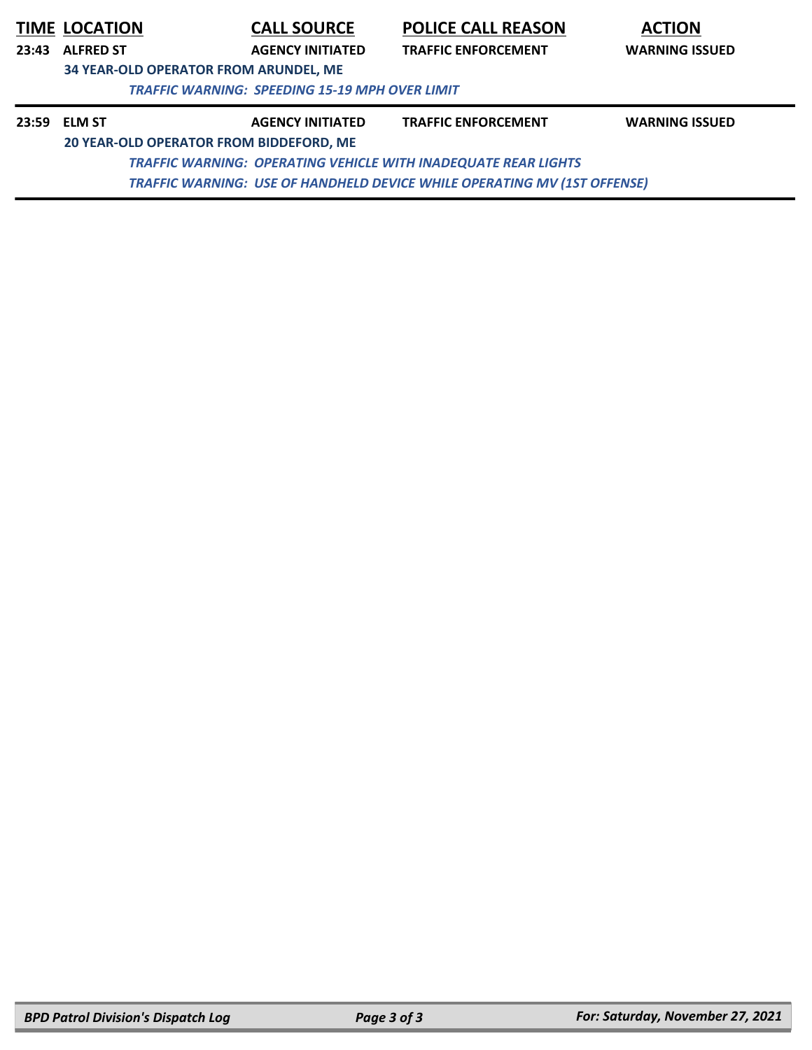| TIME | LOCATION | CALL SOURCE | POLICE CALL REASON | ACTION |
|---|---|---|---|---|
| 23:43 | ALFRED ST | AGENCY INITIATED | TRAFFIC ENFORCEMENT | WARNING ISSUED |
| | 34 YEAR-OLD OPERATOR FROM ARUNDEL, ME | | | |
| | *TRAFFIC WARNING: SPEEDING 15-19 MPH OVER LIMIT* | | | |
| 23:59 | ELM ST | AGENCY INITIATED | TRAFFIC ENFORCEMENT | WARNING ISSUED |
| | 20 YEAR-OLD OPERATOR FROM BIDDEFORD, ME | | | |
| | *TRAFFIC WARNING: OPERATING VEHICLE WITH INADEQUATE REAR LIGHTS* | | | |
| | *TRAFFIC WARNING: USE OF HANDHELD DEVICE WHILE OPERATING MV (1ST OFFENSE)* | | | |